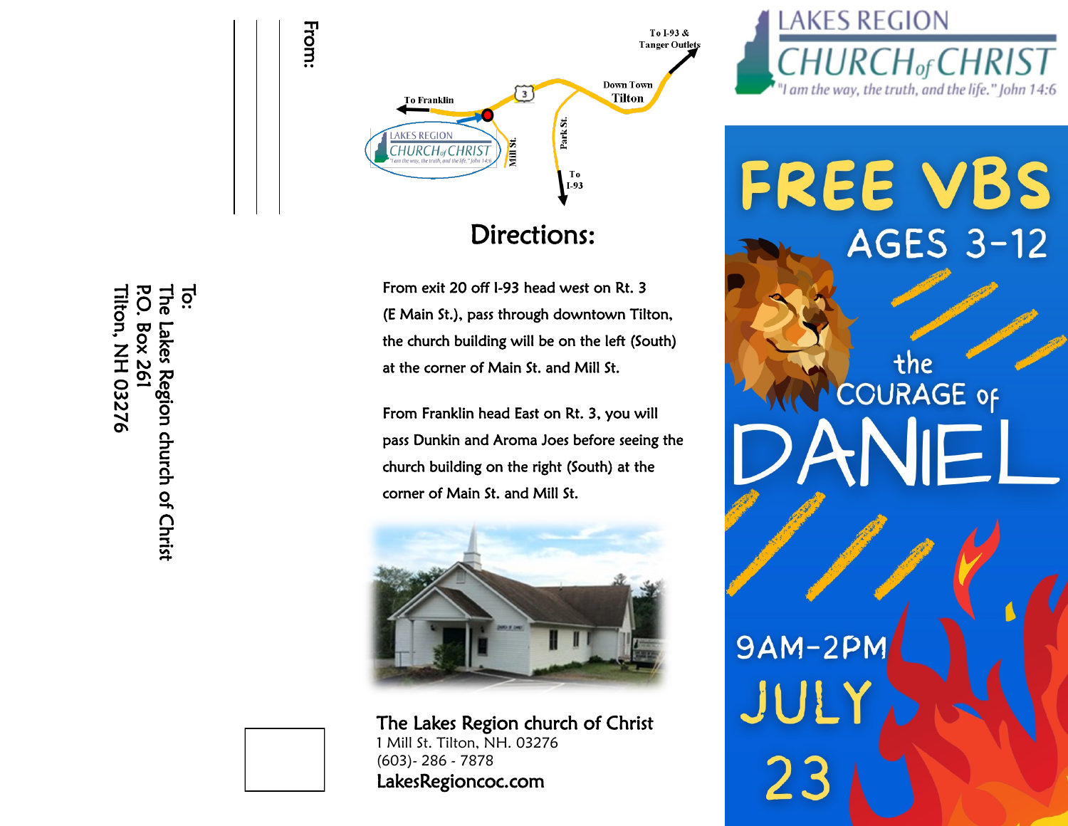From:

To:
The Lakes Region church of Christ
P.O. Box 261
Tilton, NH 03276

To I-93 & Tanger Outlets

Down Town Tilton

To Franklin

Park St.

Mill St.

To I-93

## Directions:

From exit 20 off I-93 head west on Rt. 3 (E Main St.), pass through downtown Tilton, the church building will be on the left (South) at the corner of Main St. and Mill St.

From Franklin head East on Rt. 3, you will pass Dunkin and Aroma Joes before seeing the church building on the right (South) at the corner of Main St. and Mill St.

**The Lakes Region church of Christ**
1 Mill St. Tilton, NH. 03276
(603)- 286 - 7878
**LakesRegioncoc.com**

# LAKES REGION CHURCH of CHRIST

*"I am the way, the truth, and the life." John 14:6*

# FREE VBS

## AGES 3-12

## the COURAGE of DANIEL

9AM-2PM

JULY 23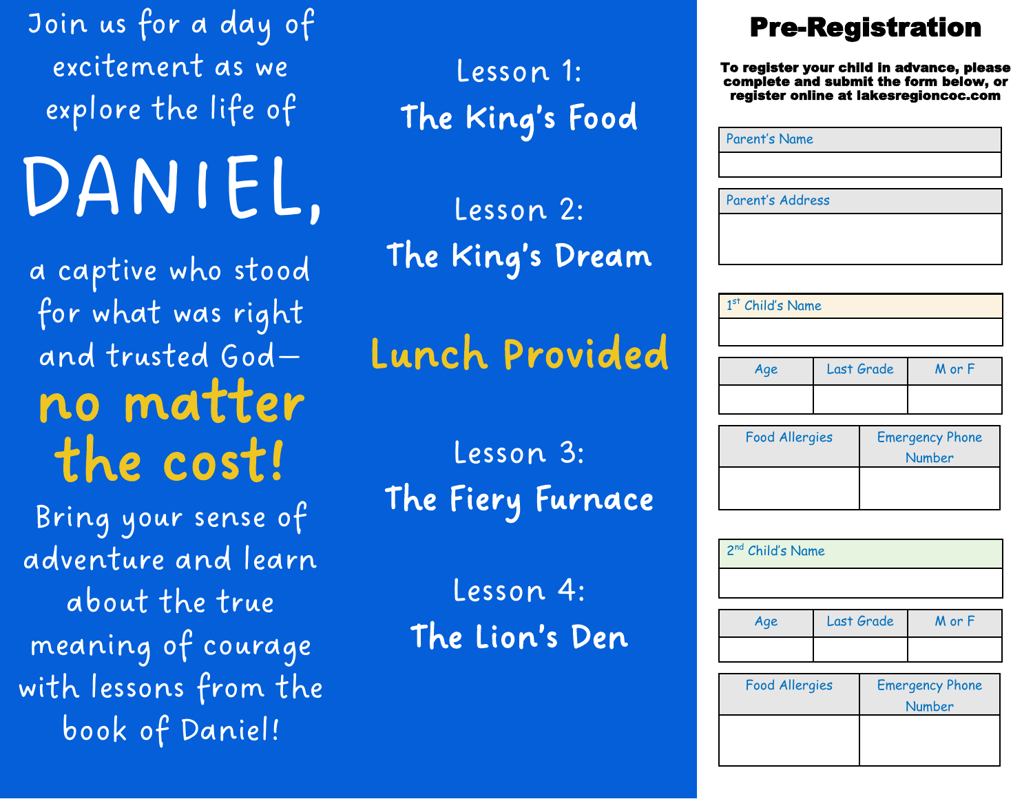Join us for a day of excitement as we explore the life of

# DANIEL,

a captive who stood for what was right and trusted God—

**no matter the cost!**

Bring your sense of adventure and learn about the true meaning of courage with lessons from the book of Daniel!

Lesson 1:
**The King's Food**

Lesson 2:
**The King's Dream**

**Lunch Provided**

Lesson 3:
**The Fiery Furnace**

Lesson 4:
**The Lion's Den**

# Pre-Registration

**To register your child in advance, please complete and submit the form below, or register online at lakesregioncoc.com**

| Parent's Name |
|---|
| |

| Parent's Address |
|---|
| |

| 1st Child's Name |
|---|
| |

| Age | Last Grade | M or F |
|---|---|---|
| | | |

| Food Allergies | Emergency Phone Number |
|---|---|
| | |

| 2nd Child's Name |
|---|
| |

| Age | Last Grade | M or F |
|---|---|---|
| | | |

| Food Allergies | Emergency Phone Number |
|---|---|
| | |